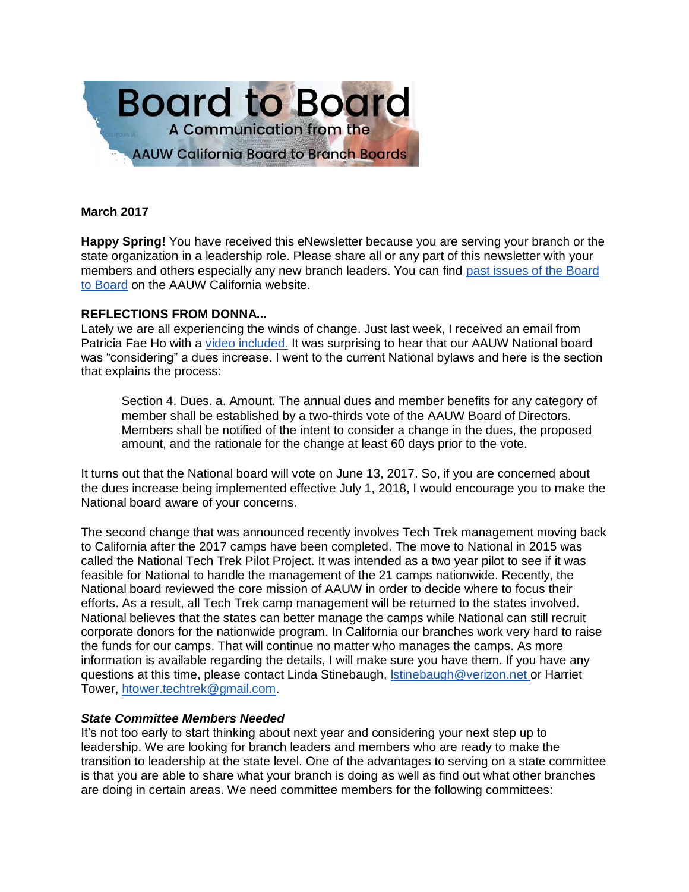# Board to Board

A Communication from the

AAUW California Board to Branch Boards

**March 2017**

**Happy Spring!** You have received this eNewsletter because you are serving your branch or the state organization in a leadership role. Please share all or any part of this newsletter with your members and others especially any new branch leaders. You can find past issues of the Board to Board on the AAUW California website.

**REFLECTIONS FROM DONNA...**

Lately we are all experiencing the winds of change. Just last week, I received an email from Patricia Fae Ho with a video included. It was surprising to hear that our AAUW National board was "considering" a dues increase. I went to the current National bylaws and here is the section that explains the process:

> Section 4. Dues. a. Amount. The annual dues and member benefits for any category of member shall be established by a two-thirds vote of the AAUW Board of Directors. Members shall be notified of the intent to consider a change in the dues, the proposed amount, and the rationale for the change at least 60 days prior to the vote.

It turns out that the National board will vote on June 13, 2017. So, if you are concerned about the dues increase being implemented effective July 1, 2018, I would encourage you to make the National board aware of your concerns.

The second change that was announced recently involves Tech Trek management moving back to California after the 2017 camps have been completed. The move to National in 2015 was called the National Tech Trek Pilot Project. It was intended as a two year pilot to see if it was feasible for National to handle the management of the 21 camps nationwide. Recently, the National board reviewed the core mission of AAUW in order to decide where to focus their efforts. As a result, all Tech Trek camp management will be returned to the states involved. National believes that the states can better manage the camps while National can still recruit corporate donors for the nationwide program. In California our branches work very hard to raise the funds for our camps. That will continue no matter who manages the camps. As more information is available regarding the details, I will make sure you have them. If you have any questions at this time, please contact Linda Stinebaugh, lstinebaugh@verizon.net or Harriet Tower, htower.techtrek@gmail.com.

***State Committee Members Needed***

It's not too early to start thinking about next year and considering your next step up to leadership. We are looking for branch leaders and members who are ready to make the transition to leadership at the state level. One of the advantages to serving on a state committee is that you are able to share what your branch is doing as well as find out what other branches are doing in certain areas. We need committee members for the following committees: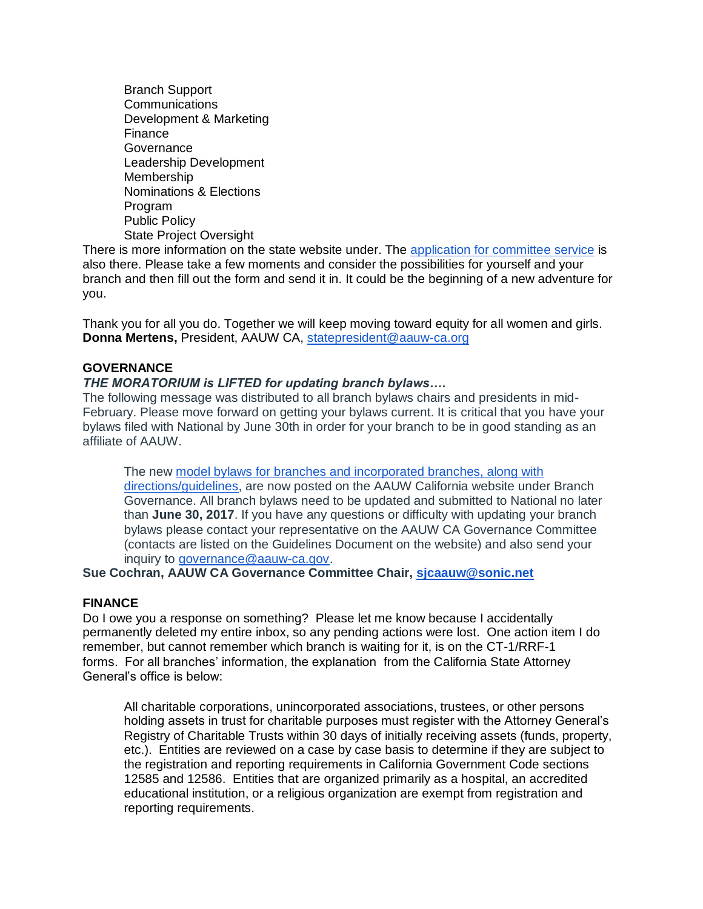Branch Support
Communications
Development & Marketing
Finance
Governance
Leadership Development
Membership
Nominations & Elections
Program
Public Policy
State Project Oversight

There is more information on the state website under. The application for committee service is also there. Please take a few moments and consider the possibilities for yourself and your branch and then fill out the form and send it in. It could be the beginning of a new adventure for you.

Thank you for all you do. Together we will keep moving toward equity for all women and girls.
**Donna Mertens,** President, AAUW CA, statepresident@aauw-ca.org

## GOVERNANCE

***THE MORATORIUM is LIFTED for updating branch bylaws….***

The following message was distributed to all branch bylaws chairs and presidents in mid-February. Please move forward on getting your bylaws current. It is critical that you have your bylaws filed with National by June 30th in order for your branch to be in good standing as an affiliate of AAUW.

> The new model bylaws for branches and incorporated branches, along with directions/guidelines, are now posted on the AAUW California website under Branch Governance. All branch bylaws need to be updated and submitted to National no later than **June 30, 2017**. If you have any questions or difficulty with updating your branch bylaws please contact your representative on the AAUW CA Governance Committee (contacts are listed on the Guidelines Document on the website) and also send your inquiry to governance@aauw-ca.gov.

**Sue Cochran, AAUW CA Governance Committee Chair, sjcaauw@sonic.net**

## FINANCE

Do I owe you a response on something? Please let me know because I accidentally permanently deleted my entire inbox, so any pending actions were lost. One action item I do remember, but cannot remember which branch is waiting for it, is on the CT-1/RRF-1 forms. For all branches' information, the explanation from the California State Attorney General's office is below:

> All charitable corporations, unincorporated associations, trustees, or other persons holding assets in trust for charitable purposes must register with the Attorney General's Registry of Charitable Trusts within 30 days of initially receiving assets (funds, property, etc.). Entities are reviewed on a case by case basis to determine if they are subject to the registration and reporting requirements in California Government Code sections 12585 and 12586. Entities that are organized primarily as a hospital, an accredited educational institution, or a religious organization are exempt from registration and reporting requirements.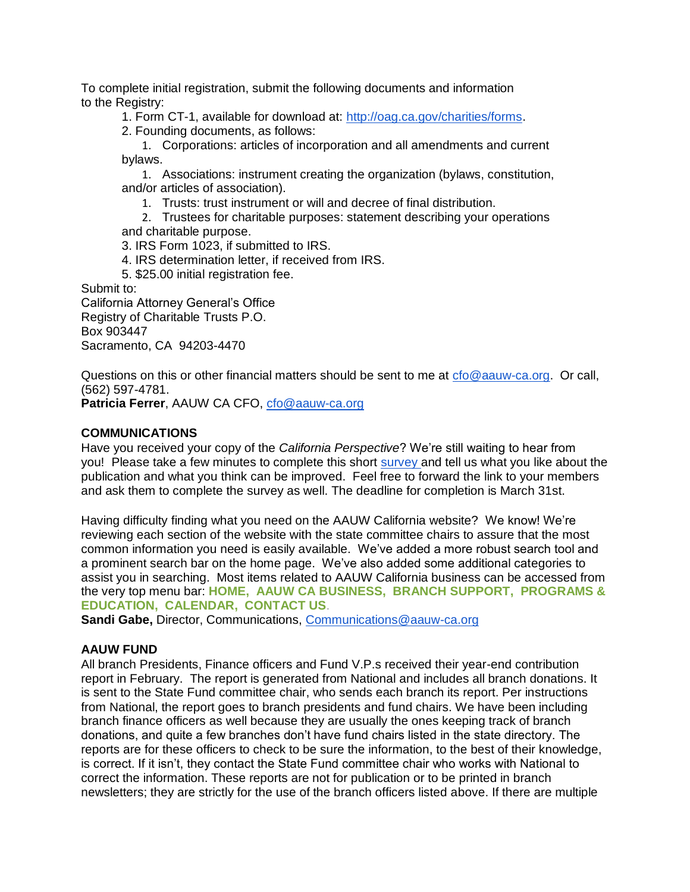To complete initial registration, submit the following documents and information to the Registry:

1. Form CT-1, available for download at: http://oag.ca.gov/charities/forms.
2. Founding documents, as follows:
    1. Corporations: articles of incorporation and all amendments and current bylaws.
    1. Associations: instrument creating the organization (bylaws, constitution, and/or articles of association).
    1. Trusts: trust instrument or will and decree of final distribution.
    2. Trustees for charitable purposes: statement describing your operations and charitable purpose.
3. IRS Form 1023, if submitted to IRS.
4. IRS determination letter, if received from IRS.
5. $25.00 initial registration fee.

Submit to:
California Attorney General's Office
Registry of Charitable Trusts P.O.
Box 903447
Sacramento, CA 94203-4470

Questions on this or other financial matters should be sent to me at cfo@aauw-ca.org. Or call, (562) 597-4781.
**Patricia Ferrer**, AAUW CA CFO, cfo@aauw-ca.org

**COMMUNICATIONS**

Have you received your copy of the *California Perspective*? We're still waiting to hear from you! Please take a few minutes to complete this short survey and tell us what you like about the publication and what you think can be improved. Feel free to forward the link to your members and ask them to complete the survey as well. The deadline for completion is March 31st.

Having difficulty finding what you need on the AAUW California website? We know! We're reviewing each section of the website with the state committee chairs to assure that the most common information you need is easily available. We've added a more robust search tool and a prominent search bar on the home page. We've also added some additional categories to assist you in searching. Most items related to AAUW California business can be accessed from the very top menu bar: **HOME, AAUW CA BUSINESS, BRANCH SUPPORT, PROGRAMS & EDUCATION, CALENDAR, CONTACT US**.
**Sandi Gabe,** Director, Communications, Communications@aauw-ca.org

**AAUW FUND**

All branch Presidents, Finance officers and Fund V.P.s received their year-end contribution report in February. The report is generated from National and includes all branch donations. It is sent to the State Fund committee chair, who sends each branch its report. Per instructions from National, the report goes to branch presidents and fund chairs. We have been including branch finance officers as well because they are usually the ones keeping track of branch donations, and quite a few branches don't have fund chairs listed in the state directory. The reports are for these officers to check to be sure the information, to the best of their knowledge, is correct. If it isn't, they contact the State Fund committee chair who works with National to correct the information. These reports are not for publication or to be printed in branch newsletters; they are strictly for the use of the branch officers listed above. If there are multiple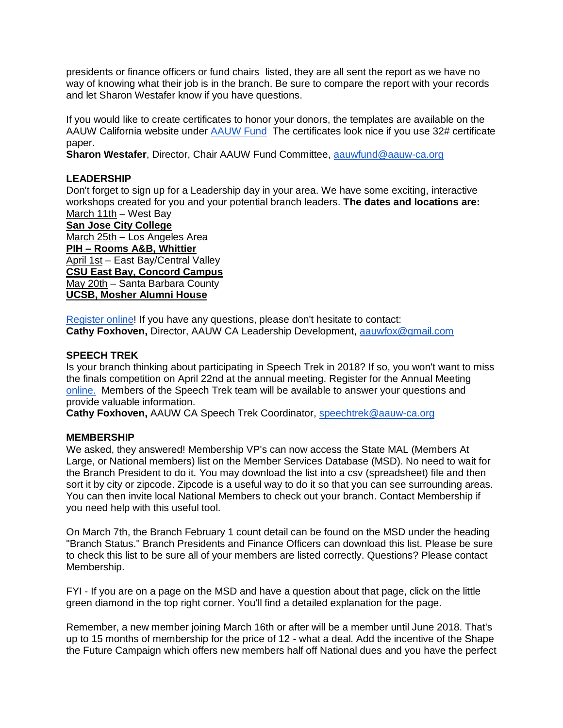presidents or finance officers or fund chairs listed, they are all sent the report as we have no way of knowing what their job is in the branch. Be sure to compare the report with your records and let Sharon Westafer know if you have questions.

If you would like to create certificates to honor your donors, the templates are available on the AAUW California website under AAUW Fund The certificates look nice if you use 32# certificate paper.
**Sharon Westafer**, Director, Chair AAUW Fund Committee, aauwfund@aauw-ca.org

**LEADERSHIP**
Don't forget to sign up for a Leadership day in your area. We have some exciting, interactive workshops created for you and your potential branch leaders. **The dates and locations are:**
March 11th – West Bay
**San Jose City College**
March 25th – Los Angeles Area
**PIH – Rooms A&B, Whittier**
April 1st – East Bay/Central Valley
**CSU East Bay, Concord Campus**
May 20th – Santa Barbara County
**UCSB, Mosher Alumni House**

Register online! If you have any questions, please don't hesitate to contact:
**Cathy Foxhoven,** Director, AAUW CA Leadership Development, aauwfox@gmail.com

**SPEECH TREK**
Is your branch thinking about participating in Speech Trek in 2018? If so, you won't want to miss the finals competition on April 22nd at the annual meeting. Register for the Annual Meeting online. Members of the Speech Trek team will be available to answer your questions and provide valuable information.
**Cathy Foxhoven,** AAUW CA Speech Trek Coordinator, speechtrek@aauw-ca.org

**MEMBERSHIP**
We asked, they answered! Membership VP's can now access the State MAL (Members At Large, or National members) list on the Member Services Database (MSD). No need to wait for the Branch President to do it. You may download the list into a csv (spreadsheet) file and then sort it by city or zipcode. Zipcode is a useful way to do it so that you can see surrounding areas. You can then invite local National Members to check out your branch. Contact Membership if you need help with this useful tool.

On March 7th, the Branch February 1 count detail can be found on the MSD under the heading "Branch Status." Branch Presidents and Finance Officers can download this list. Please be sure to check this list to be sure all of your members are listed correctly. Questions? Please contact Membership.

FYI - If you are on a page on the MSD and have a question about that page, click on the little green diamond in the top right corner. You'll find a detailed explanation for the page.

Remember, a new member joining March 16th or after will be a member until June 2018. That's up to 15 months of membership for the price of 12 - what a deal. Add the incentive of the Shape the Future Campaign which offers new members half off National dues and you have the perfect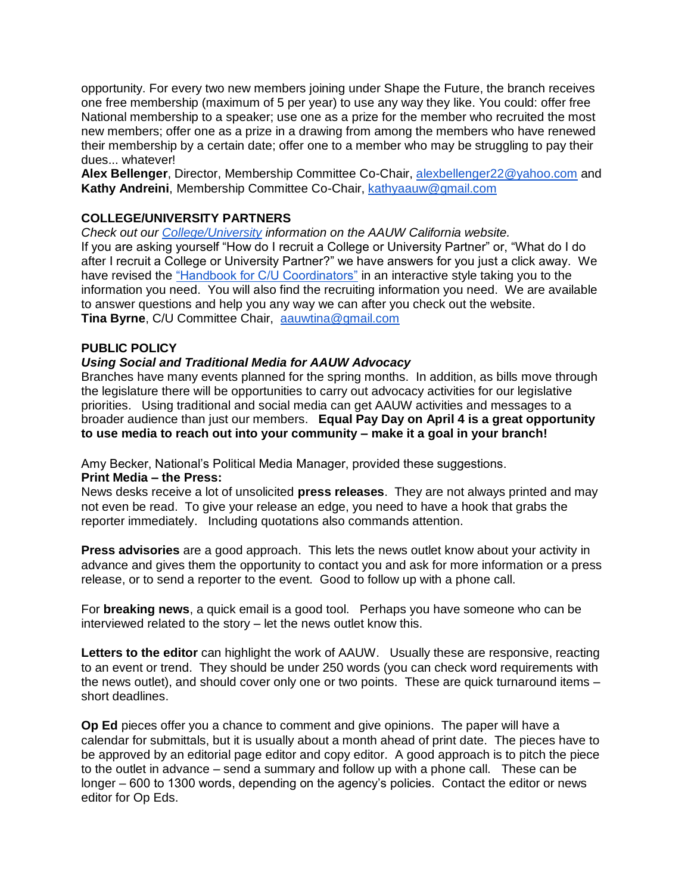opportunity. For every two new members joining under Shape the Future, the branch receives one free membership (maximum of 5 per year) to use any way they like. You could: offer free National membership to a speaker; use one as a prize for the member who recruited the most new members; offer one as a prize in a drawing from among the members who have renewed their membership by a certain date; offer one to a member who may be struggling to pay their dues... whatever!

**Alex Bellenger**, Director, Membership Committee Co-Chair, alexbellenger22@yahoo.com and **Kathy Andreini**, Membership Committee Co-Chair, kathyaauw@gmail.com

**COLLEGE/UNIVERSITY PARTNERS**

*Check out our College/University information on the AAUW California website.*

If you are asking yourself "How do I recruit a College or University Partner" or, "What do I do after I recruit a College or University Partner?" we have answers for you just a click away. We have revised the "Handbook for C/U Coordinators" in an interactive style taking you to the information you need. You will also find the recruiting information you need. We are available to answer questions and help you any way we can after you check out the website.

**Tina Byrne**, C/U Committee Chair, aauwtina@gmail.com

**PUBLIC POLICY**

***Using Social and Traditional Media for AAUW Advocacy***

Branches have many events planned for the spring months. In addition, as bills move through the legislature there will be opportunities to carry out advocacy activities for our legislative priorities. Using traditional and social media can get AAUW activities and messages to a broader audience than just our members. **Equal Pay Day on April 4 is a great opportunity to use media to reach out into your community – make it a goal in your branch!**

Amy Becker, National's Political Media Manager, provided these suggestions.

**Print Media – the Press:**

News desks receive a lot of unsolicited **press releases**. They are not always printed and may not even be read. To give your release an edge, you need to have a hook that grabs the reporter immediately. Including quotations also commands attention.

**Press advisories** are a good approach. This lets the news outlet know about your activity in advance and gives them the opportunity to contact you and ask for more information or a press release, or to send a reporter to the event. Good to follow up with a phone call.

For **breaking news**, a quick email is a good tool. Perhaps you have someone who can be interviewed related to the story – let the news outlet know this.

**Letters to the editor** can highlight the work of AAUW. Usually these are responsive, reacting to an event or trend. They should be under 250 words (you can check word requirements with the news outlet), and should cover only one or two points. These are quick turnaround items – short deadlines.

**Op Ed** pieces offer you a chance to comment and give opinions. The paper will have a calendar for submittals, but it is usually about a month ahead of print date. The pieces have to be approved by an editorial page editor and copy editor. A good approach is to pitch the piece to the outlet in advance – send a summary and follow up with a phone call. These can be longer – 600 to 1300 words, depending on the agency's policies. Contact the editor or news editor for Op Eds.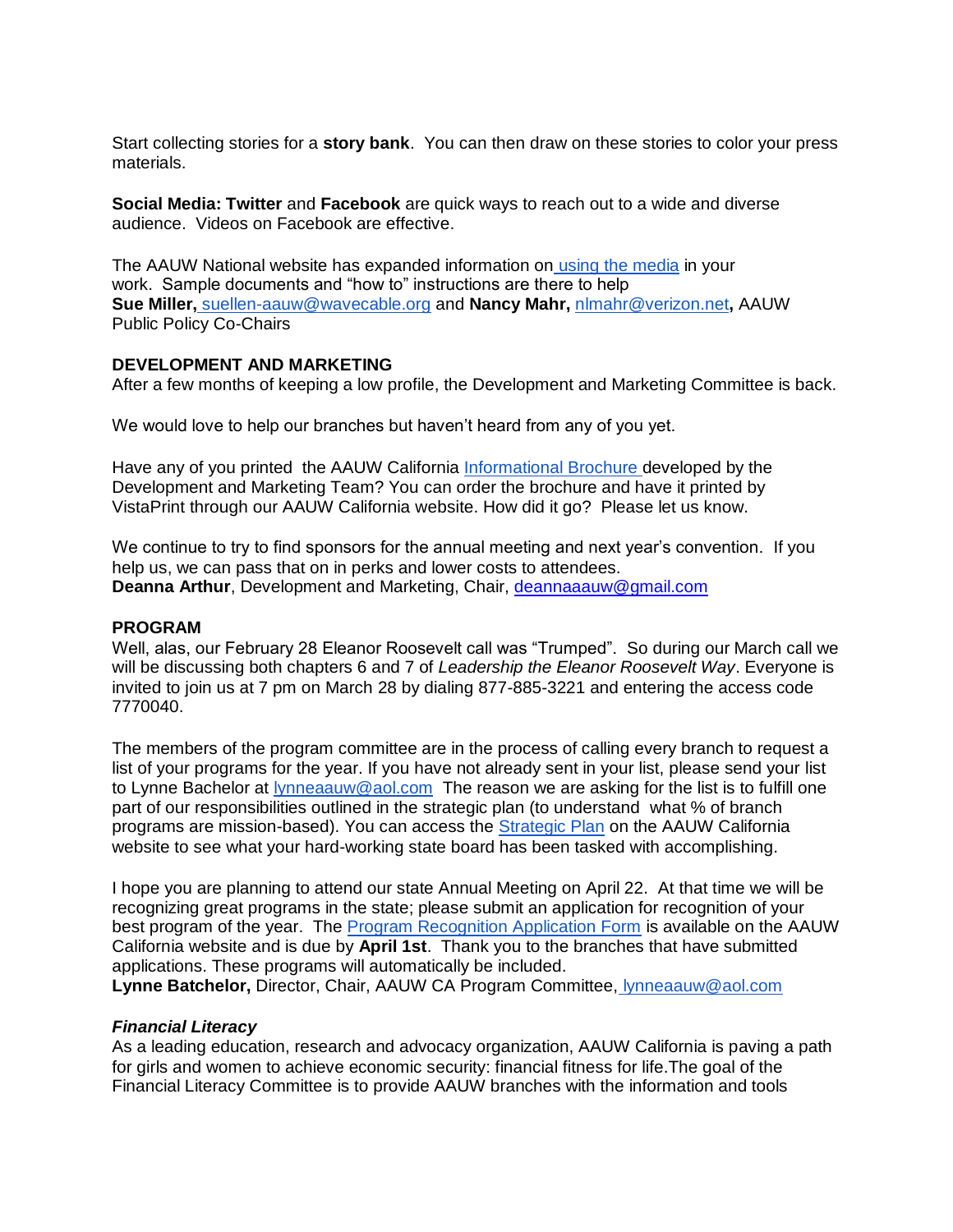Start collecting stories for a **story bank**. You can then draw on these stories to color your press materials.

**Social Media: Twitter** and **Facebook** are quick ways to reach out to a wide and diverse audience. Videos on Facebook are effective.

The AAUW National website has expanded information on using the media in your work. Sample documents and "how to" instructions are there to help
**Sue Miller,** suellen-aauw@wavecable.org and **Nancy Mahr,** nlmahr@verizon.net**,** AAUW Public Policy Co-Chairs

**DEVELOPMENT AND MARKETING**
After a few months of keeping a low profile, the Development and Marketing Committee is back.

We would love to help our branches but haven't heard from any of you yet.

Have any of you printed the AAUW California Informational Brochure developed by the Development and Marketing Team? You can order the brochure and have it printed by VistaPrint through our AAUW California website. How did it go? Please let us know.

We continue to try to find sponsors for the annual meeting and next year's convention. If you help us, we can pass that on in perks and lower costs to attendees.
**Deanna Arthur**, Development and Marketing, Chair, deannaaauw@gmail.com

**PROGRAM**
Well, alas, our February 28 Eleanor Roosevelt call was "Trumped". So during our March call we will be discussing both chapters 6 and 7 of *Leadership the Eleanor Roosevelt Way*. Everyone is invited to join us at 7 pm on March 28 by dialing 877-885-3221 and entering the access code 7770040.

The members of the program committee are in the process of calling every branch to request a list of your programs for the year. If you have not already sent in your list, please send your list to Lynne Bachelor at lynneaauw@aol.com The reason we are asking for the list is to fulfill one part of our responsibilities outlined in the strategic plan (to understand what % of branch programs are mission-based). You can access the Strategic Plan on the AAUW California website to see what your hard-working state board has been tasked with accomplishing.

I hope you are planning to attend our state Annual Meeting on April 22. At that time we will be recognizing great programs in the state; please submit an application for recognition of your best program of the year. The Program Recognition Application Form is available on the AAUW California website and is due by **April 1st**. Thank you to the branches that have submitted applications. These programs will automatically be included.
**Lynne Batchelor,** Director, Chair, AAUW CA Program Committee, lynneaauw@aol.com

***Financial Literacy***
As a leading education, research and advocacy organization, AAUW California is paving a path for girls and women to achieve economic security: financial fitness for life.The goal of the Financial Literacy Committee is to provide AAUW branches with the information and tools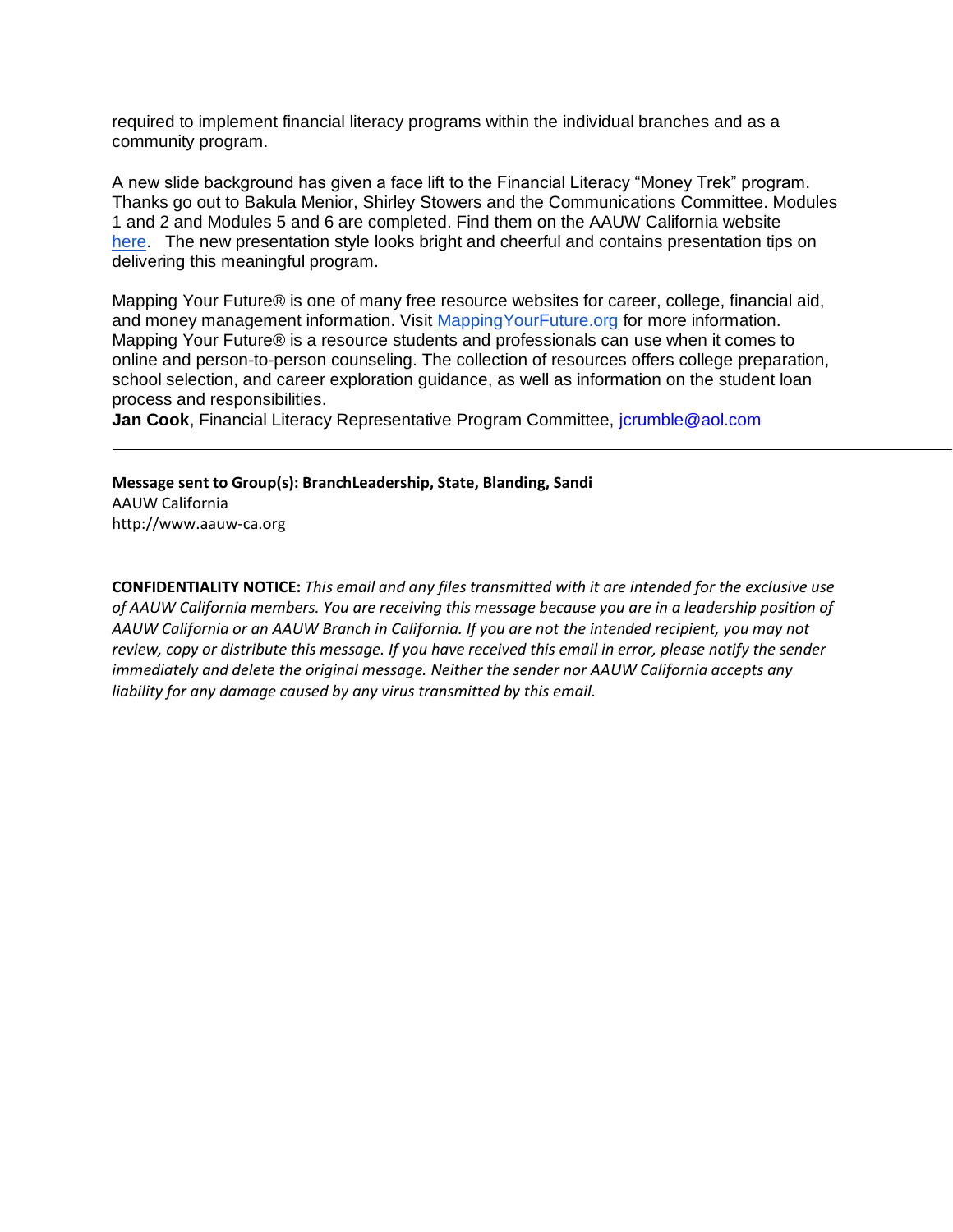required to implement financial literacy programs within the individual branches and as a community program.

A new slide background has given a face lift to the Financial Literacy “Money Trek” program. Thanks go out to Bakula Menior, Shirley Stowers and the Communications Committee. Modules 1 and 2 and Modules 5 and 6 are completed. Find them on the AAUW California website here. The new presentation style looks bright and cheerful and contains presentation tips on delivering this meaningful program.

Mapping Your Future® is one of many free resource websites for career, college, financial aid, and money management information. Visit MappingYourFuture.org for more information. Mapping Your Future® is a resource students and professionals can use when it comes to online and person-to-person counseling. The collection of resources offers college preparation, school selection, and career exploration guidance, as well as information on the student loan process and responsibilities.
**Jan Cook**, Financial Literacy Representative Program Committee, jcrumble@aol.com

---

**Message sent to Group(s): BranchLeadership, State, Blanding, Sandi**
AAUW California
http://www.aauw-ca.org

**CONFIDENTIALITY NOTICE:** *This email and any files transmitted with it are intended for the exclusive use of AAUW California members. You are receiving this message because you are in a leadership position of AAUW California or an AAUW Branch in California. If you are not the intended recipient, you may not review, copy or distribute this message. If you have received this email in error, please notify the sender immediately and delete the original message. Neither the sender nor AAUW California accepts any liability for any damage caused by any virus transmitted by this email.*